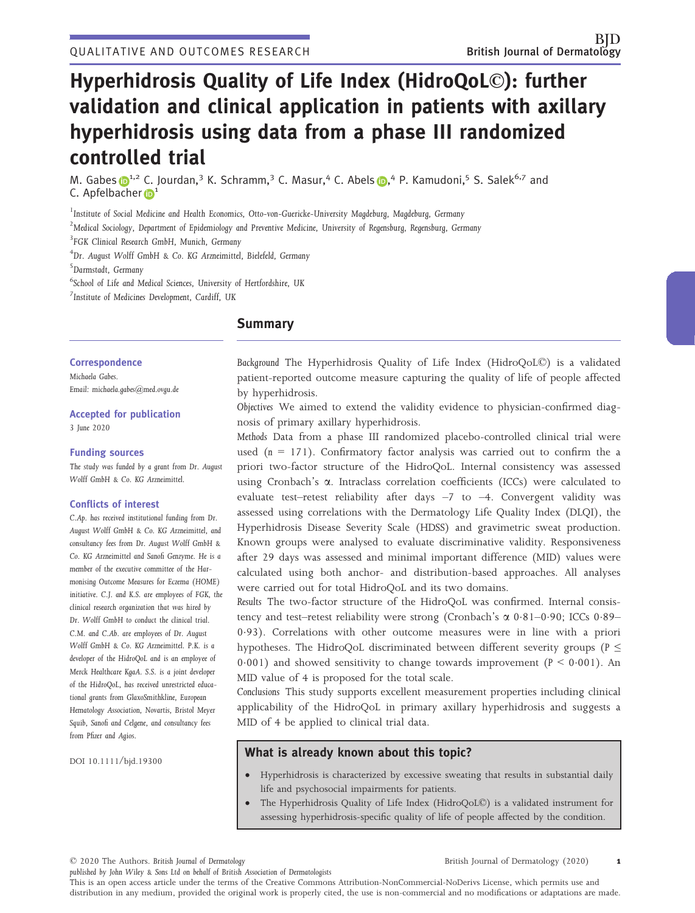QUALITATIVE AND OUTCOMES RESEARCH

# Hyperhidrosis Quality of Life Index (HidroQoL©): further validation and clinical application in patients with axillary hyperhidrosis using data from a phase III randomized controlled trial

M. Gabes[1,2] C. Jourdan,[3] K. Schramm,[3] C. Masur,[4] C. Abels,[4] P. Kamudoni,[5] S. Salek[6,7] and C. Apfelbacher[1]

[1]Institute of Social Medicine and Health Economics, Otto-von-Guericke-University Magdeburg, Magdeburg, Germany

[2]Medical Sociology, Department of Epidemiology and Preventive Medicine, University of Regensburg, Regensburg, Germany

[3]FGK Clinical Research GmbH, Munich, Germany

[4]Dr. August Wolff GmbH & Co. KG Arzneimittel, Bielefeld, Germany

[5]Darmstadt, Germany

[6]School of Life and Medical Sciences, University of Hertfordshire, UK

[7]Institute of Medicines Development, Cardiff, UK

### Correspondence

Michaela Gabes.
Email: michaela.gabes@med.ovgu.de

### Accepted for publication

3 June 2020

### Funding sources

The study was funded by a grant from Dr. August Wolff GmbH & Co. KG Arzneimittel.

### Conflicts of interest

C.Ap. has received institutional funding from Dr. August Wolff GmbH & Co. KG Arzneimittel, and consultancy fees from Dr. August Wolff GmbH & Co. KG Arzneimittel and Sanofi Genzyme. He is a member of the executive committee of the Harmonising Outcome Measures for Eczema (HOME) initiative. C.J. and K.S. are employees of FGK, the clinical research organization that was hired by Dr. Wolff GmbH to conduct the clinical trial. C.M. and C.Ab. are employees of Dr. August Wolff GmbH & Co. KG Arzneimittel. P.K. is a developer of the HidroQoL and is an employee of Merck Healthcare KgaA. S.S. is a joint developer of the HidroQoL, has received unrestricted educational grants from GlaxoSmithkline, European Hematology Association, Novartis, Bristol Meyer Squib, Sanofi and Celgene, and consultancy fees from Pfizer and Agios.

DOI 10.1111/bjd.19300

## Summary

*Background* The Hyperhidrosis Quality of Life Index (HidroQoL©) is a validated patient-reported outcome measure capturing the quality of life of people affected by hyperhidrosis.

*Objectives* We aimed to extend the validity evidence to physician-confirmed diagnosis of primary axillary hyperhidrosis.

*Methods* Data from a phase III randomized placebo-controlled clinical trial were used ($n = 171$). Confirmatory factor analysis was carried out to confirm the a priori two-factor structure of the HidroQoL. Internal consistency was assessed using Cronbach's α. Intraclass correlation coefficients (ICCs) were calculated to evaluate test–retest reliability after days −7 to −4. Convergent validity was assessed using correlations with the Dermatology Life Quality Index (DLQI), the Hyperhidrosis Disease Severity Scale (HDSS) and gravimetric sweat production. Known groups were analysed to evaluate discriminative validity. Responsiveness after 29 days was assessed and minimal important difference (MID) values were calculated using both anchor- and distribution-based approaches. All analyses were carried out for total HidroQoL and its two domains.

*Results* The two-factor structure of the HidroQoL was confirmed. Internal consistency and test–retest reliability were strong (Cronbach's α 0·81–0·90; ICCs 0·89–0·93). Correlations with other outcome measures were in line with a priori hypotheses. The HidroQoL discriminated between different severity groups ($P \leq 0{\cdot}001$) and showed sensitivity to change towards improvement ($P < 0{\cdot}001$). An MID value of 4 is proposed for the total scale.

*Conclusions* This study supports excellent measurement properties including clinical applicability of the HidroQoL in primary axillary hyperhidrosis and suggests a MID of 4 be applied to clinical trial data.

### What is already known about this topic?

- Hyperhidrosis is characterized by excessive sweating that results in substantial daily life and psychosocial impairments for patients.
- The Hyperhidrosis Quality of Life Index (HidroQoL©) is a validated instrument for assessing hyperhidrosis-specific quality of life of people affected by the condition.

© 2020 The Authors. British Journal of Dermatology published by John Wiley & Sons Ltd on behalf of British Association of Dermatologists

This is an open access article under the terms of the Creative Commons Attribution-NonCommercial-NoDerivs License, which permits use and distribution in any medium, provided the original work is properly cited, the use is non-commercial and no modifications or adaptations are made.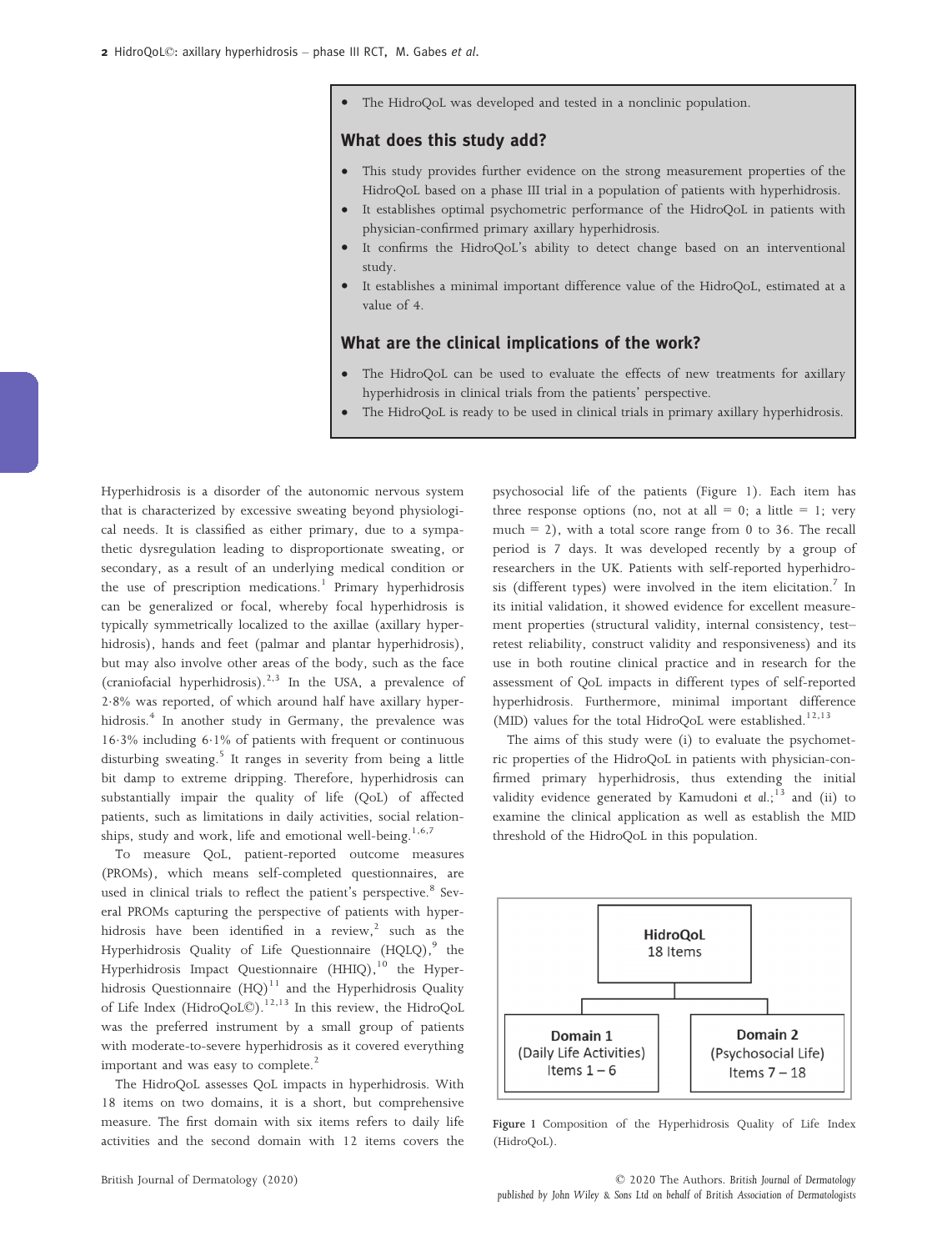- The HidroQoL was developed and tested in a nonclinic population.

## What does this study add?

- This study provides further evidence on the strong measurement properties of the HidroQoL based on a phase III trial in a population of patients with hyperhidrosis.
- It establishes optimal psychometric performance of the HidroQoL in patients with physician-confirmed primary axillary hyperhidrosis.
- It confirms the HidroQoL's ability to detect change based on an interventional study.
- It establishes a minimal important difference value of the HidroQoL, estimated at a value of 4.

## What are the clinical implications of the work?

- The HidroQoL can be used to evaluate the effects of new treatments for axillary hyperhidrosis in clinical trials from the patients' perspective.
- The HidroQoL is ready to be used in clinical trials in primary axillary hyperhidrosis.

Hyperhidrosis is a disorder of the autonomic nervous system that is characterized by excessive sweating beyond physiological needs. It is classified as either primary, due to a sympathetic dysregulation leading to disproportionate sweating, or secondary, as a result of an underlying medical condition or the use of prescription medications.[1] Primary hyperhidrosis can be generalized or focal, whereby focal hyperhidrosis is typically symmetrically localized to the axillae (axillary hyperhidrosis), hands and feet (palmar and plantar hyperhidrosis), but may also involve other areas of the body, such as the face (craniofacial hyperhidrosis).[2,3] In the USA, a prevalence of 2·8% was reported, of which around half have axillary hyperhidrosis.[4] In another study in Germany, the prevalence was 16·3% including 6·1% of patients with frequent or continuous disturbing sweating.[5] It ranges in severity from being a little bit damp to extreme dripping. Therefore, hyperhidrosis can substantially impair the quality of life (QoL) of affected patients, such as limitations in daily activities, social relationships, study and work, life and emotional well-being.[1,6,7]

To measure QoL, patient-reported outcome measures (PROMs), which means self-completed questionnaires, are used in clinical trials to reflect the patient's perspective.[8] Several PROMs capturing the perspective of patients with hyperhidrosis have been identified in a review,[2] such as the Hyperhidrosis Quality of Life Questionnaire (HQLQ),[9] the Hyperhidrosis Impact Questionnaire (HHIQ),[10] the Hyperhidrosis Questionnaire (HQ)[11] and the Hyperhidrosis Quality of Life Index (HidroQoL©).[12,13] In this review, the HidroQoL was the preferred instrument by a small group of patients with moderate-to-severe hyperhidrosis as it covered everything important and was easy to complete.[2]

The HidroQoL assesses QoL impacts in hyperhidrosis. With 18 items on two domains, it is a short, but comprehensive measure. The first domain with six items refers to daily life activities and the second domain with 12 items covers the psychosocial life of the patients (Figure 1). Each item has three response options (no, not at all = 0; a little = 1; very much = 2), with a total score range from 0 to 36. The recall period is 7 days. It was developed recently by a group of researchers in the UK. Patients with self-reported hyperhidrosis (different types) were involved in the item elicitation.[7] In its initial validation, it showed evidence for excellent measurement properties (structural validity, internal consistency, test–retest reliability, construct validity and responsiveness) and its use in both routine clinical practice and in research for the assessment of QoL impacts in different types of self-reported hyperhidrosis. Furthermore, minimal important difference (MID) values for the total HidroQoL were established.[12,13]

The aims of this study were (i) to evaluate the psychometric properties of the HidroQoL in patients with physician-confirmed primary hyperhidrosis, thus extending the initial validity evidence generated by Kamudoni *et al.*;[13] and (ii) to examine the clinical application as well as establish the MID threshold of the HidroQoL in this population.

HidroQoL
18 Items

Domain 1 (Daily Life Activities) Items 1 – 6

Domain 2 (Psychosocial Life) Items 7 – 18

Figure 1 Composition of the Hyperhidrosis Quality of Life Index (HidroQoL).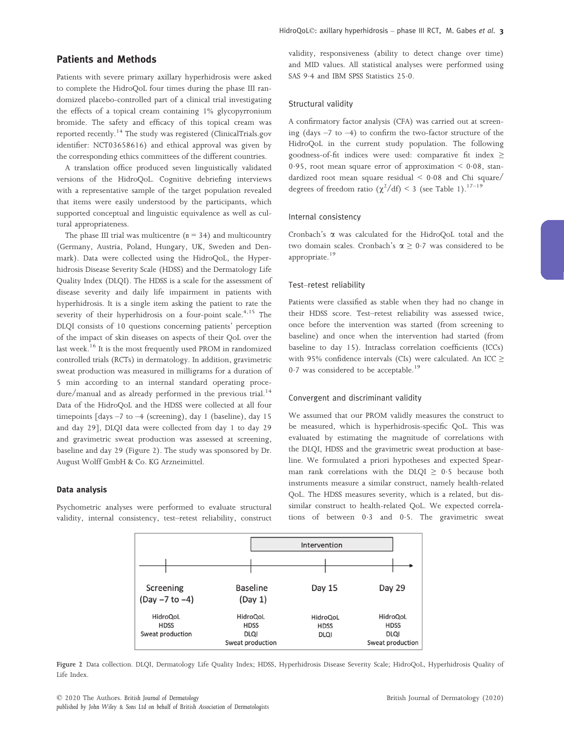## Patients and Methods

Patients with severe primary axillary hyperhidrosis were asked to complete the HidroQoL four times during the phase III randomized placebo-controlled part of a clinical trial investigating the effects of a topical cream containing 1% glycopyrronium bromide. The safety and efficacy of this topical cream was reported recently.[14] The study was registered (ClinicalTrials.gov identifier: NCT03658616) and ethical approval was given by the corresponding ethics committees of the different countries.

A translation office produced seven linguistically validated versions of the HidroQoL. Cognitive debriefing interviews with a representative sample of the target population revealed that items were easily understood by the participants, which supported conceptual and linguistic equivalence as well as cultural appropriateness.

The phase III trial was multicentre (n = 34) and multicountry (Germany, Austria, Poland, Hungary, UK, Sweden and Denmark). Data were collected using the HidroQoL, the Hyperhidrosis Disease Severity Scale (HDSS) and the Dermatology Life Quality Index (DLQI). The HDSS is a scale for the assessment of disease severity and daily life impairment in patients with hyperhidrosis. It is a single item asking the patient to rate the severity of their hyperhidrosis on a four-point scale.[4,15] The DLQI consists of 10 questions concerning patients' perception of the impact of skin diseases on aspects of their QoL over the last week.[16] It is the most frequently used PROM in randomized controlled trials (RCTs) in dermatology. In addition, gravimetric sweat production was measured in milligrams for a duration of 5 min according to an internal standard operating procedure/manual and as already performed in the previous trial.[14] Data of the HidroQoL and the HDSS were collected at all four timepoints [days –7 to –4 (screening), day 1 (baseline), day 15 and day 29], DLQI data were collected from day 1 to day 29 and gravimetric sweat production was assessed at screening, baseline and day 29 (Figure 2). The study was sponsored by Dr. August Wolff GmbH & Co. KG Arzneimittel.

### Data analysis

Psychometric analyses were performed to evaluate structural validity, internal consistency, test–retest reliability, construct validity, responsiveness (ability to detect change over time) and MID values. All statistical analyses were performed using SAS 9·4 and IBM SPSS Statistics 25·0.

#### Structural validity

A confirmatory factor analysis (CFA) was carried out at screening (days –7 to –4) to confirm the two-factor structure of the HidroQoL in the current study population. The following goodness-of-fit indices were used: comparative fit index ≥ 0·95, root mean square error of approximation < 0·08, standardized root mean square residual < 0·08 and Chi square/degrees of freedom ratio ($\chi^2$/df) < 3 (see Table 1).[17–19]

#### Internal consistency

Cronbach's $\alpha$ was calculated for the HidroQoL total and the two domain scales. Cronbach's $\alpha \geq 0·7$ was considered to be appropriate.[19]

#### Test–retest reliability

Patients were classified as stable when they had no change in their HDSS score. Test–retest reliability was assessed twice, once before the intervention was started (from screening to baseline) and once when the intervention had started (from baseline to day 15). Intraclass correlation coefficients (ICCs) with 95% confidence intervals (CIs) were calculated. An ICC ≥ 0·7 was considered to be acceptable.[19]

#### Convergent and discriminant validity

We assumed that our PROM validly measures the construct to be measured, which is hyperhidrosis-specific QoL. This was evaluated by estimating the magnitude of correlations with the DLQI, HDSS and the gravimetric sweat production at baseline. We formulated a priori hypotheses and expected Spearman rank correlations with the DLQI ≥ 0·5 because both instruments measure a similar construct, namely health-related QoL. The HDSS measures severity, which is a related, but dissimilar construct to health-related QoL. We expected correlations of between 0·3 and 0·5. The gravimetric sweat

| | Intervention | | |
|---|---|---|---|
| Screening (Day –7 to –4) | Baseline (Day 1) | Day 15 | Day 29 |
| HidroQoL<br>HDSS<br>Sweat production | HidroQoL<br>HDSS<br>DLQI<br>Sweat production | HidroQoL<br>HDSS<br>DLQI | HidroQoL<br>HDSS<br>DLQI<br>Sweat production |

Figure 2 Data collection. DLQI, Dermatology Life Quality Index; HDSS, Hyperhidrosis Disease Severity Scale; HidroQoL, Hyperhidrosis Quality of Life Index.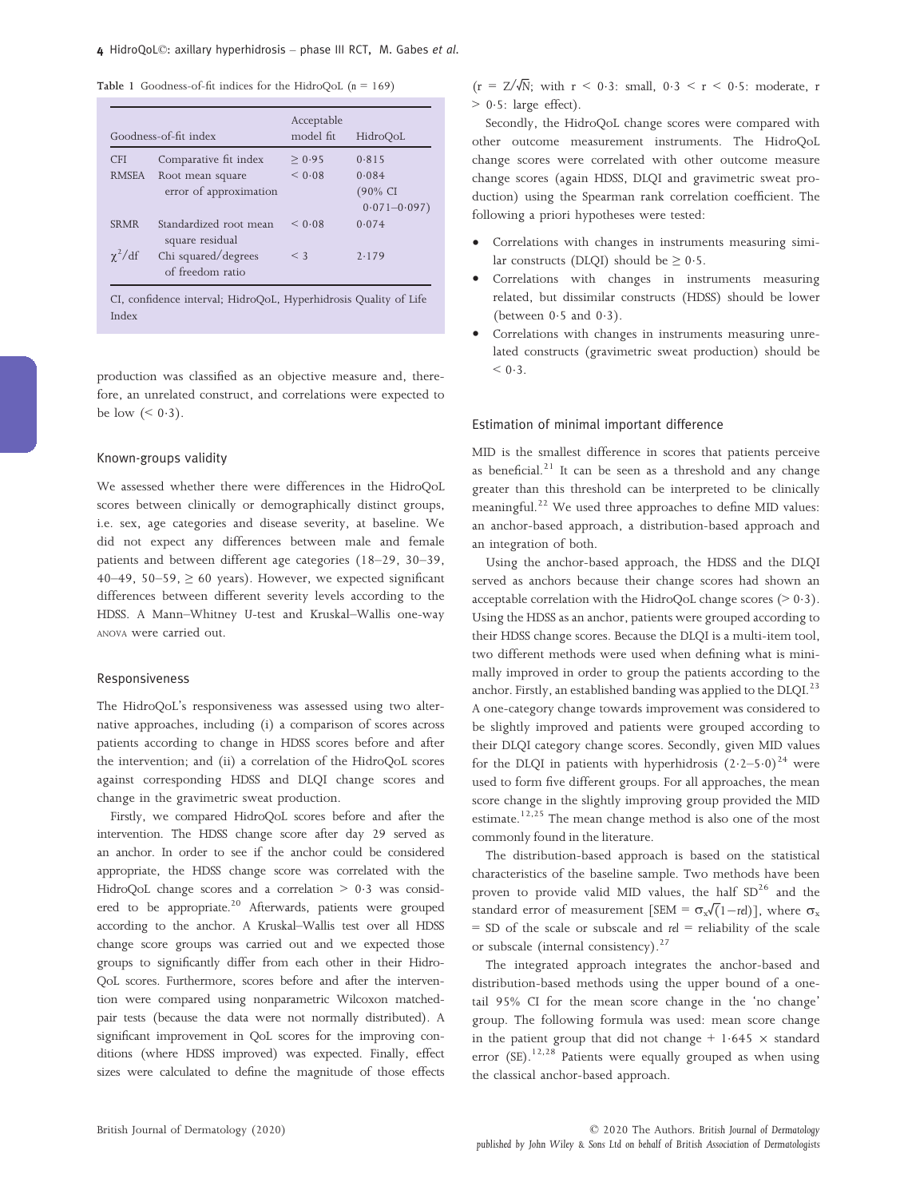Table 1 Goodness-of-fit indices for the HidroQoL ($n = 169$)

| Goodness-of-fit index | | Acceptable model fit | HidroQoL |
|---|---|---|---|
| CFI | Comparative fit index | $\geq 0{\cdot}95$ | 0·815 |
| RMSEA | Root mean square error of approximation | $< 0{\cdot}08$ | 0·084 (90% CI 0·071–0·097) |
| SRMR | Standardized root mean square residual | $< 0{\cdot}08$ | 0·074 |
| $\chi^2/\text{df}$ | Chi squared/degrees of freedom ratio | $< 3$ | 2·179 |

CI, confidence interval; HidroQoL, Hyperhidrosis Quality of Life Index

production was classified as an objective measure and, therefore, an unrelated construct, and correlations were expected to be low ($< 0{\cdot}3$).

### Known-groups validity

We assessed whether there were differences in the HidroQoL scores between clinically or demographically distinct groups, i.e. sex, age categories and disease severity, at baseline. We did not expect any differences between male and female patients and between different age categories (18–29, 30–39, 40–49, 50–59, ≥ 60 years). However, we expected significant differences between different severity levels according to the HDSS. A Mann–Whitney *U*-test and Kruskal–Wallis one-way ANOVA were carried out.

### Responsiveness

The HidroQoL's responsiveness was assessed using two alternative approaches, including (i) a comparison of scores across patients according to change in HDSS scores before and after the intervention; and (ii) a correlation of the HidroQoL scores against corresponding HDSS and DLQI change scores and change in the gravimetric sweat production.

Firstly, we compared HidroQoL scores before and after the intervention. The HDSS change score after day 29 served as an anchor. In order to see if the anchor could be considered appropriate, the HDSS change score was correlated with the HidroQoL change scores and a correlation $> 0{\cdot}3$ was considered to be appropriate.[20] Afterwards, patients were grouped according to the anchor. A Kruskal–Wallis test over all HDSS change score groups was carried out and we expected those groups to significantly differ from each other in their HidroQoL scores. Furthermore, scores before and after the intervention were compared using nonparametric Wilcoxon matched-pair tests (because the data were not normally distributed). A significant improvement in QoL scores for the improving conditions (where HDSS improved) was expected. Finally, effect sizes were calculated to define the magnitude of those effects ($r = Z/\sqrt{N}$; with $r < 0{\cdot}3$: small, $0{\cdot}3 < r < 0{\cdot}5$: moderate, $r > 0{\cdot}5$: large effect).

Secondly, the HidroQoL change scores were compared with other outcome measurement instruments. The HidroQoL change scores were correlated with other outcome measure change scores (again HDSS, DLQI and gravimetric sweat production) using the Spearman rank correlation coefficient. The following a priori hypotheses were tested:

- Correlations with changes in instruments measuring similar constructs (DLQI) should be $\geq 0{\cdot}5$.
- Correlations with changes in instruments measuring related, but dissimilar constructs (HDSS) should be lower (between 0·5 and 0·3).
- Correlations with changes in instruments measuring unrelated constructs (gravimetric sweat production) should be $< 0{\cdot}3$.

### Estimation of minimal important difference

MID is the smallest difference in scores that patients perceive as beneficial.[21] It can be seen as a threshold and any change greater than this threshold can be interpreted to be clinically meaningful.[22] We used three approaches to define MID values: an anchor-based approach, a distribution-based approach and an integration of both.

Using the anchor-based approach, the HDSS and the DLQI served as anchors because their change scores had shown an acceptable correlation with the HidroQoL change scores ($> 0{\cdot}3$). Using the HDSS as an anchor, patients were grouped according to their HDSS change scores. Because the DLQI is a multi-item tool, two different methods were used when defining what is minimally improved in order to group the patients according to the anchor. Firstly, an established banding was applied to the DLQI.[23] A one-category change towards improvement was considered to be slightly improved and patients were grouped according to their DLQI category change scores. Secondly, given MID values for the DLQI in patients with hyperhidrosis (2·2–5·0)[24] were used to form five different groups. For all approaches, the mean score change in the slightly improving group provided the MID estimate.[12,25] The mean change method is also one of the most commonly found in the literature.

The distribution-based approach is based on the statistical characteristics of the baseline sample. Two methods have been proven to provide valid MID values, the half SD[26] and the standard error of measurement [$\text{SEM} = \sigma_x\sqrt{(1-\text{rel})}$], where $\sigma_x$ = SD of the scale or subscale and rel = reliability of the scale or subscale (internal consistency).[27]

The integrated approach integrates the anchor-based and distribution-based methods using the upper bound of a one-tail 95% CI for the mean score change in the 'no change' group. The following formula was used: mean score change in the patient group that did not change + 1·645 × standard error (SE).[12,28] Patients were equally grouped as when using the classical anchor-based approach.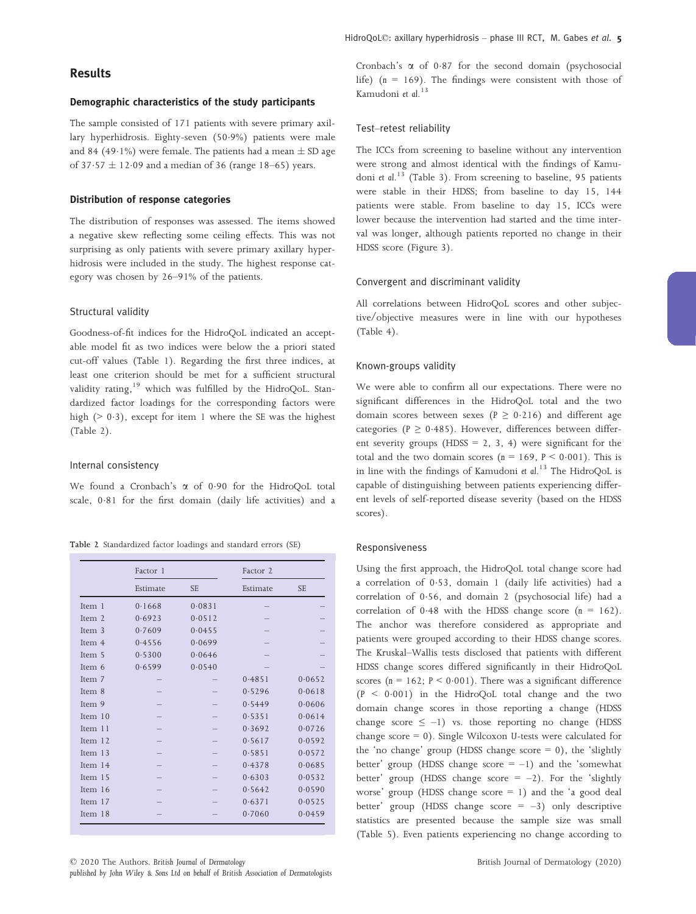## Results

### Demographic characteristics of the study participants

The sample consisted of 171 patients with severe primary axillary hyperhidrosis. Eighty-seven (50·9%) patients were male and 84 (49·1%) were female. The patients had a mean ± SD age of 37·57 ± 12·09 and a median of 36 (range 18–65) years.

### Distribution of response categories

The distribution of responses was assessed. The items showed a negative skew reflecting some ceiling effects. This was not surprising as only patients with severe primary axillary hyperhidrosis were included in the study. The highest response category was chosen by 26–91% of the patients.

#### Structural validity

Goodness-of-fit indices for the HidroQoL indicated an acceptable model fit as two indices were below the a priori stated cut-off values (Table 1). Regarding the first three indices, at least one criterion should be met for a sufficient structural validity rating,[19] which was fulfilled by the HidroQoL. Standardized factor loadings for the corresponding factors were high (> 0·3), except for item 1 where the SE was the highest (Table 2).

#### Internal consistency

We found a Cronbach's α of 0·90 for the HidroQoL total scale, 0·81 for the first domain (daily life activities) and a Cronbach's α of 0·87 for the second domain (psychosocial life) ($n$ = 169). The findings were consistent with those of Kamudoni *et al.*[13]

Table 2 Standardized factor loadings and standard errors (SE)

| | Factor 1 | | Factor 2 | |
|---|---|---|---|---|
| | Estimate | SE | Estimate | SE |
| Item 1 | 0·1668 | 0·0831 | – | – |
| Item 2 | 0·6923 | 0·0512 | – | – |
| Item 3 | 0·7609 | 0·0455 | – | – |
| Item 4 | 0·4556 | 0·0699 | – | – |
| Item 5 | 0·5300 | 0·0646 | – | – |
| Item 6 | 0·6599 | 0·0540 | – | – |
| Item 7 | – | – | 0·4851 | 0·0652 |
| Item 8 | – | – | 0·5296 | 0·0618 |
| Item 9 | – | – | 0·5449 | 0·0606 |
| Item 10 | – | – | 0·5351 | 0·0614 |
| Item 11 | – | – | 0·3692 | 0·0726 |
| Item 12 | – | – | 0·5617 | 0·0592 |
| Item 13 | – | – | 0·5851 | 0·0572 |
| Item 14 | – | – | 0·4378 | 0·0685 |
| Item 15 | – | – | 0·6303 | 0·0532 |
| Item 16 | – | – | 0·5642 | 0·0590 |
| Item 17 | – | – | 0·6371 | 0·0525 |
| Item 18 | – | – | 0·7060 | 0·0459 |

#### Test–retest reliability

The ICCs from screening to baseline without any intervention were strong and almost identical with the findings of Kamudoni *et al.*[13] (Table 3). From screening to baseline, 95 patients were stable in their HDSS; from baseline to day 15, 144 patients were stable. From baseline to day 15, ICCs were lower because the intervention had started and the time interval was longer, although patients reported no change in their HDSS score (Figure 3).

#### Convergent and discriminant validity

All correlations between HidroQoL scores and other subjective/objective measures were in line with our hypotheses (Table 4).

#### Known-groups validity

We were able to confirm all our expectations. There were no significant differences in the HidroQoL total and the two domain scores between sexes ($P \geq 0·216$) and different age categories ($P \geq 0·485$). However, differences between different severity groups (HDSS = 2, 3, 4) were significant for the total and the two domain scores ($n$ = 169, $P < 0·001$). This is in line with the findings of Kamudoni *et al.*[13] The HidroQoL is capable of distinguishing between patients experiencing different levels of self-reported disease severity (based on the HDSS scores).

#### Responsiveness

Using the first approach, the HidroQoL total change score had a correlation of 0·53, domain 1 (daily life activities) had a correlation of 0·56, and domain 2 (psychosocial life) had a correlation of 0·48 with the HDSS change score ($n$ = 162). The anchor was therefore considered as appropriate and patients were grouped according to their HDSS change scores. The Kruskal–Wallis tests disclosed that patients with different HDSS change scores differed significantly in their HidroQoL scores ($n$ = 162; $P < 0·001$). There was a significant difference ($P < 0·001$) in the HidroQoL total change and the two domain change scores in those reporting a change (HDSS change score ≤ −1) vs. those reporting no change (HDSS change score = 0). Single Wilcoxon $U$-tests were calculated for the 'no change' group (HDSS change score = 0), the 'slightly better' group (HDSS change score = −1) and the 'somewhat better' group (HDSS change score = −2). For the 'slightly worse' group (HDSS change score = 1) and the 'a good deal better' group (HDSS change score = −3) only descriptive statistics are presented because the sample size was small (Table 5). Even patients experiencing no change according to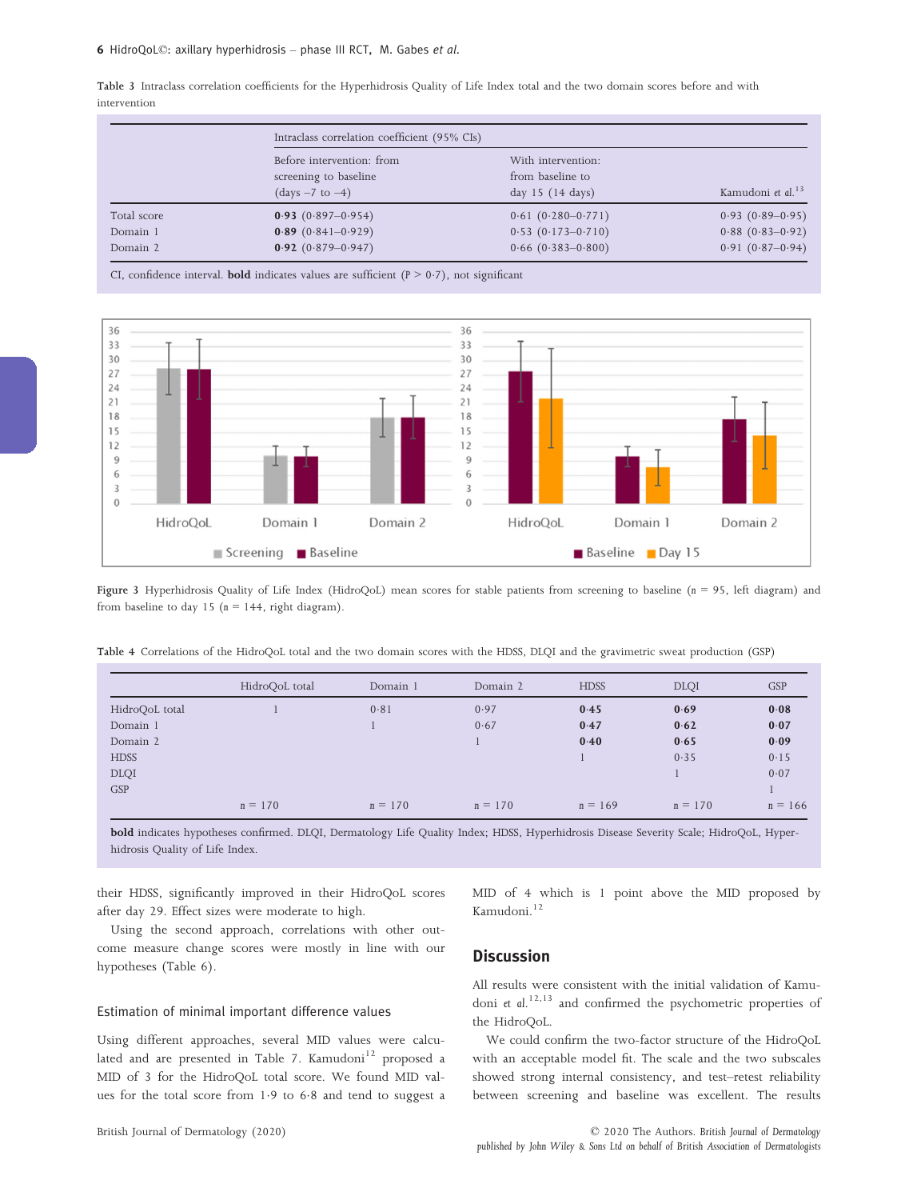Table 3 Intraclass correlation coefficients for the Hyperhidrosis Quality of Life Index total and the two domain scores before and with intervention

| | Intraclass correlation coefficient (95% CIs) | | |
|---|---|---|---|
| | Before intervention: from screening to baseline (days −7 to −4) | With intervention: from baseline to day 15 (14 days) | Kamudoni et al.[13] |
| Total score | **0·93** (0·897–0·954) | 0·61 (0·280–0·771) | 0·93 (0·89–0·95) |
| Domain 1 | **0·89** (0·841–0·929) | 0·53 (0·173–0·710) | 0·88 (0·83–0·92) |
| Domain 2 | **0·92** (0·879–0·947) | 0·66 (0·383–0·800) | 0·91 (0·87–0·94) |

CI, confidence interval. **bold** indicates values are sufficient (P > 0·7), not significant

Figure 3 Hyperhidrosis Quality of Life Index (HidroQoL) mean scores for stable patients from screening to baseline (n = 95, left diagram) and from baseline to day 15 (n = 144, right diagram).

Table 4 Correlations of the HidroQoL total and the two domain scores with the HDSS, DLQI and the gravimetric sweat production (GSP)

| | HidroQoL total | Domain 1 | Domain 2 | HDSS | DLQI | GSP |
|---|---|---|---|---|---|---|
| HidroQoL total | 1 | 0·81 | 0·97 | **0·45** | **0·69** | **0·08** |
| Domain 1 | | 1 | 0·67 | **0·47** | **0·62** | **0·07** |
| Domain 2 | | | 1 | **0·40** | **0·65** | **0·09** |
| HDSS | | | | 1 | 0·35 | 0·15 |
| DLQI | | | | | 1 | 0·07 |
| GSP | | | | | | 1 |
| | n = 170 | n = 170 | n = 170 | n = 169 | n = 170 | n = 166 |

**bold** indicates hypotheses confirmed. DLQI, Dermatology Life Quality Index; HDSS, Hyperhidrosis Disease Severity Scale; HidroQoL, Hyperhidrosis Quality of Life Index.

their HDSS, significantly improved in their HidroQoL scores after day 29. Effect sizes were moderate to high.

Using the second approach, correlations with other outcome measure change scores were mostly in line with our hypotheses (Table 6).

### Estimation of minimal important difference values

Using different approaches, several MID values were calculated and are presented in Table 7. Kamudoni[12] proposed a MID of 3 for the HidroQoL total score. We found MID values for the total score from 1·9 to 6·8 and tend to suggest a MID of 4 which is 1 point above the MID proposed by Kamudoni.[12]

## Discussion

All results were consistent with the initial validation of Kamudoni *et al.*[12,13] and confirmed the psychometric properties of the HidroQoL.

We could confirm the two-factor structure of the HidroQoL with an acceptable model fit. The scale and the two subscales showed strong internal consistency, and test–retest reliability between screening and baseline was excellent. The results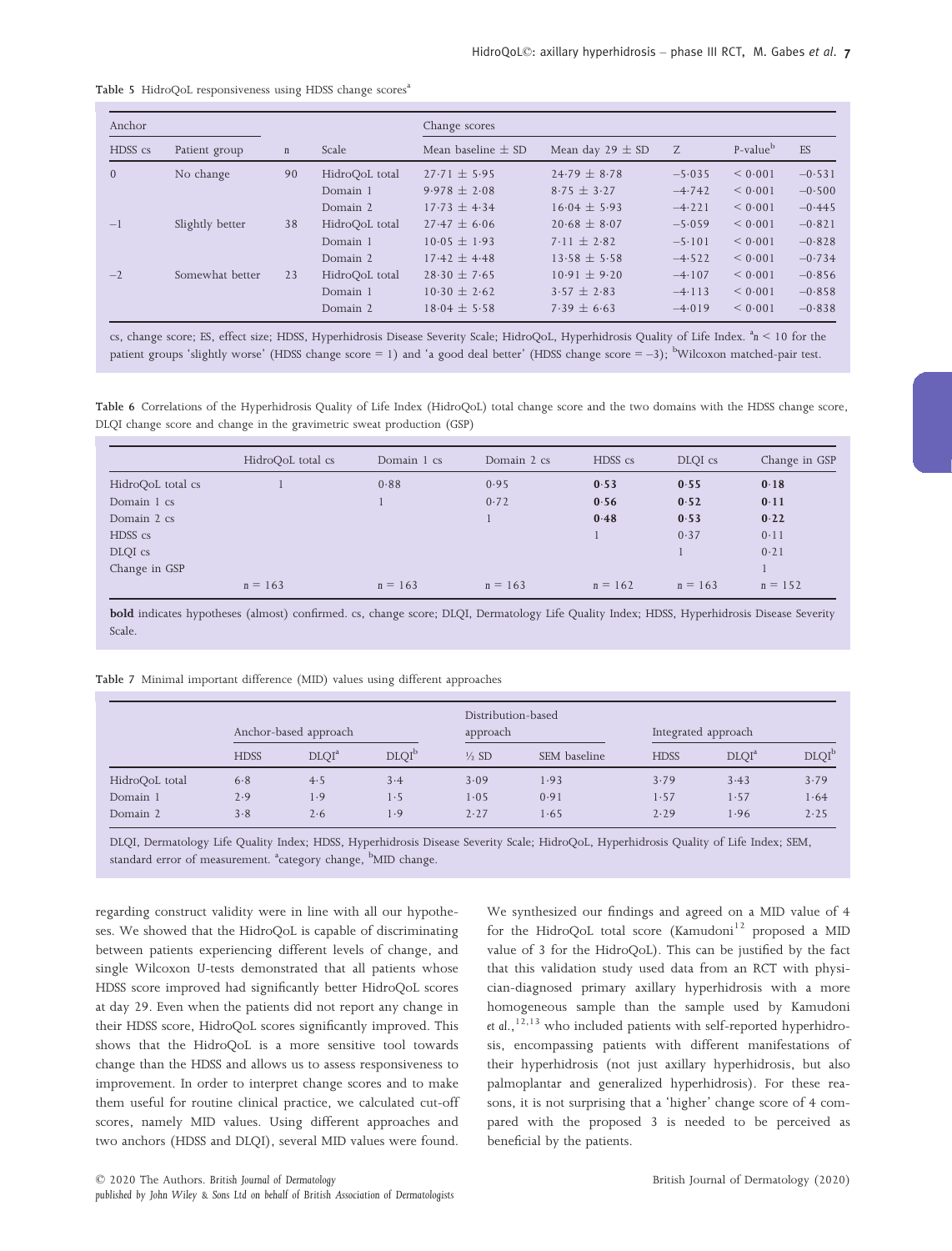Table 5 HidroQoL responsiveness using HDSS change scores[a]

| Anchor | | | | Change scores | | | | |
|---|---|---|---|---|---|---|---|---|
| HDSS cs | Patient group | n | Scale | Mean baseline ± SD | Mean day 29 ± SD | Z | P-value[b] | ES |
| 0 | No change | 90 | HidroQoL total | 27·71 ± 5·95 | 24·79 ± 8·78 | −5·035 | < 0·001 | −0·531 |
| | | | Domain 1 | 9·978 ± 2·08 | 8·75 ± 3·27 | −4·742 | < 0·001 | −0·500 |
| | | | Domain 2 | 17·73 ± 4·34 | 16·04 ± 5·93 | −4·221 | < 0·001 | −0·445 |
| −1 | Slightly better | 38 | HidroQoL total | 27·47 ± 6·06 | 20·68 ± 8·07 | −5·059 | < 0·001 | −0·821 |
| | | | Domain 1 | 10·05 ± 1·93 | 7·11 ± 2·82 | −5·101 | < 0·001 | −0·828 |
| | | | Domain 2 | 17·42 ± 4·48 | 13·58 ± 5·58 | −4·522 | < 0·001 | −0·734 |
| −2 | Somewhat better | 23 | HidroQoL total | 28·30 ± 7·65 | 10·91 ± 9·20 | −4·107 | < 0·001 | −0·856 |
| | | | Domain 1 | 10·30 ± 2·62 | 3·57 ± 2·83 | −4·113 | < 0·001 | −0·858 |
| | | | Domain 2 | 18·04 ± 5·58 | 7·39 ± 6·63 | −4·019 | < 0·001 | −0·838 |

cs, change score; ES, effect size; HDSS, Hyperhidrosis Disease Severity Scale; HidroQoL, Hyperhidrosis Quality of Life Index. [a]n < 10 for the patient groups 'slightly worse' (HDSS change score = 1) and 'a good deal better' (HDSS change score = −3); [b]Wilcoxon matched-pair test.

Table 6 Correlations of the Hyperhidrosis Quality of Life Index (HidroQoL) total change score and the two domains with the HDSS change score, DLQI change score and change in the gravimetric sweat production (GSP)

| | HidroQoL total cs | Domain 1 cs | Domain 2 cs | HDSS cs | DLQI cs | Change in GSP |
|---|---|---|---|---|---|---|
| HidroQoL total cs | 1 | 0·88 | 0·95 | **0·53** | **0·55** | **0·18** |
| Domain 1 cs | | 1 | 0·72 | **0·56** | **0·52** | **0·11** |
| Domain 2 cs | | | 1 | **0·48** | **0·53** | **0·22** |
| HDSS cs | | | | 1 | 0·37 | 0·11 |
| DLQI cs | | | | | 1 | 0·21 |
| Change in GSP | | | | | | 1 |
| | n = 163 | n = 163 | n = 163 | n = 162 | n = 163 | n = 152 |

**bold** indicates hypotheses (almost) confirmed. cs, change score; DLQI, Dermatology Life Quality Index; HDSS, Hyperhidrosis Disease Severity Scale.

Table 7 Minimal important difference (MID) values using different approaches

| | Anchor-based approach | | | Distribution-based approach | | Integrated approach | | |
|---|---|---|---|---|---|---|---|---|
| | HDSS | DLQI[a] | DLQI[b] | ½ SD | SEM baseline | HDSS | DLQI[a] | DLQI[b] |
| HidroQoL total | 6·8 | 4·5 | 3·4 | 3·09 | 1·93 | 3·79 | 3·43 | 3·79 |
| Domain 1 | 2·9 | 1·9 | 1·5 | 1·05 | 0·91 | 1·57 | 1·57 | 1·64 |
| Domain 2 | 3·8 | 2·6 | 1·9 | 2·27 | 1·65 | 2·29 | 1·96 | 2·25 |

DLQI, Dermatology Life Quality Index; HDSS, Hyperhidrosis Disease Severity Scale; HidroQoL, Hyperhidrosis Quality of Life Index; SEM, standard error of measurement. [a]category change, [b]MID change.

regarding construct validity were in line with all our hypotheses. We showed that the HidroQoL is capable of discriminating between patients experiencing different levels of change, and single Wilcoxon U-tests demonstrated that all patients whose HDSS score improved had significantly better HidroQoL scores at day 29. Even when the patients did not report any change in their HDSS score, HidroQoL scores significantly improved. This shows that the HidroQoL is a more sensitive tool towards change than the HDSS and allows us to assess responsiveness to improvement. In order to interpret change scores and to make them useful for routine clinical practice, we calculated cut-off scores, namely MID values. Using different approaches and two anchors (HDSS and DLQI), several MID values were found. We synthesized our findings and agreed on a MID value of 4 for the HidroQoL total score (Kamudoni[12] proposed a MID value of 3 for the HidroQoL). This can be justified by the fact that this validation study used data from an RCT with physician-diagnosed primary axillary hyperhidrosis with a more homogeneous sample than the sample used by Kamudoni *et al.*,[12,13] who included patients with self-reported hyperhidrosis, encompassing patients with different manifestations of their hyperhidrosis (not just axillary hyperhidrosis, but also palmoplantar and generalized hyperhidrosis). For these reasons, it is not surprising that a 'higher' change score of 4 compared with the proposed 3 is needed to be perceived as beneficial by the patients.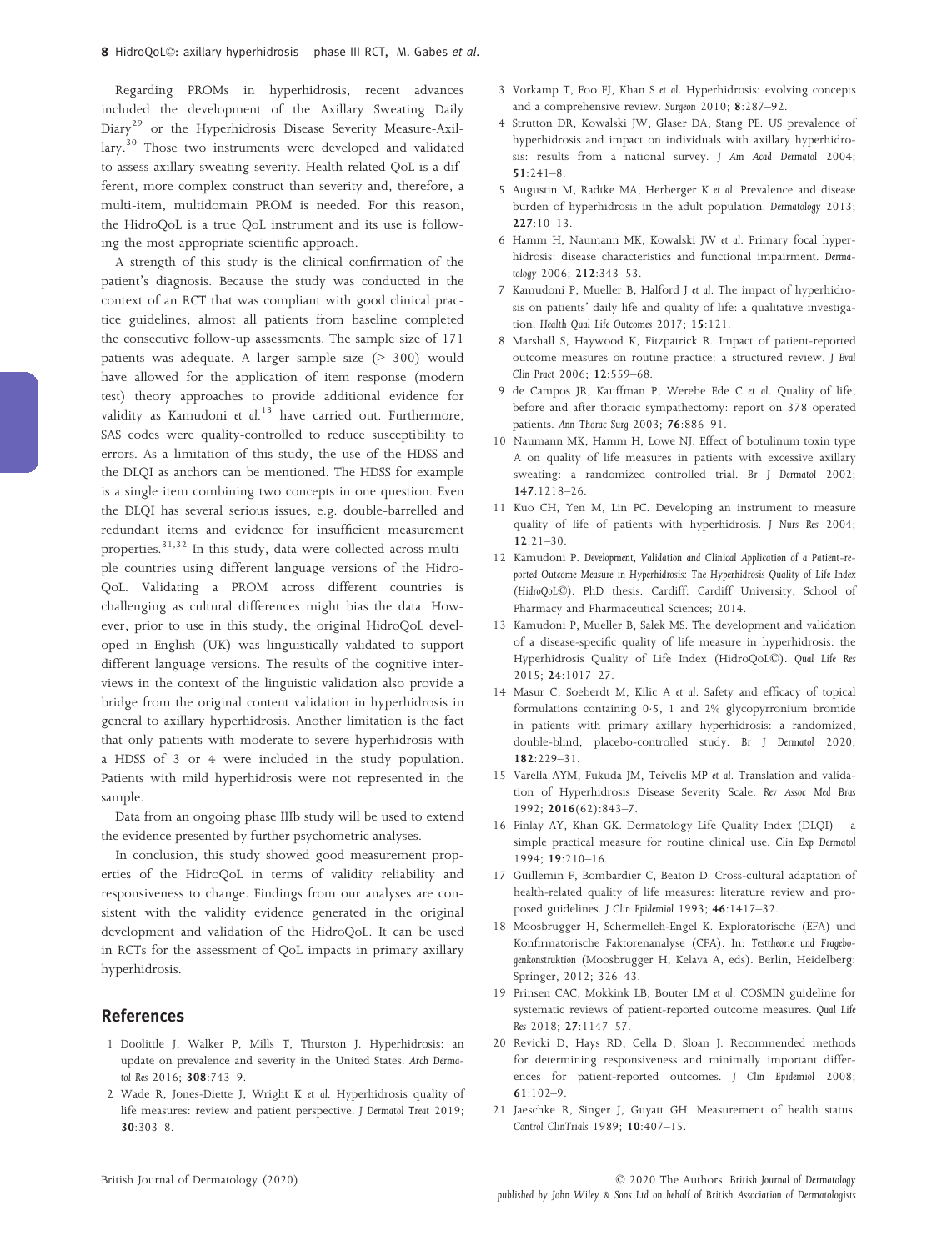Regarding PROMs in hyperhidrosis, recent advances included the development of the Axillary Sweating Daily Diary[29] or the Hyperhidrosis Disease Severity Measure-Axillary.[30] Those two instruments were developed and validated to assess axillary sweating severity. Health-related QoL is a different, more complex construct than severity and, therefore, a multi-item, multidomain PROM is needed. For this reason, the HidroQoL is a true QoL instrument and its use is following the most appropriate scientific approach.

A strength of this study is the clinical confirmation of the patient's diagnosis. Because the study was conducted in the context of an RCT that was compliant with good clinical practice guidelines, almost all patients from baseline completed the consecutive follow-up assessments. The sample size of 171 patients was adequate. A larger sample size (> 300) would have allowed for the application of item response (modern test) theory approaches to provide additional evidence for validity as Kamudoni *et al.*[13] have carried out. Furthermore, SAS codes were quality-controlled to reduce susceptibility to errors. As a limitation of this study, the use of the HDSS and the DLQI as anchors can be mentioned. The HDSS for example is a single item combining two concepts in one question. Even the DLQI has several serious issues, e.g. double-barrelled and redundant items and evidence for insufficient measurement properties.[31,32] In this study, data were collected across multiple countries using different language versions of the HidroQoL. Validating a PROM across different countries is challenging as cultural differences might bias the data. However, prior to use in this study, the original HidroQoL developed in English (UK) was linguistically validated to support different language versions. The results of the cognitive interviews in the context of the linguistic validation also provide a bridge from the original content validation in hyperhidrosis in general to axillary hyperhidrosis. Another limitation is the fact that only patients with moderate-to-severe hyperhidrosis with a HDSS of 3 or 4 were included in the study population. Patients with mild hyperhidrosis were not represented in the sample.

Data from an ongoing phase IIIb study will be used to extend the evidence presented by further psychometric analyses.

In conclusion, this study showed good measurement properties of the HidroQoL in terms of validity reliability and responsiveness to change. Findings from our analyses are consistent with the validity evidence generated in the original development and validation of the HidroQoL. It can be used in RCTs for the assessment of QoL impacts in primary axillary hyperhidrosis.

## References

1 Doolittle J, Walker P, Mills T, Thurston J. Hyperhidrosis: an update on prevalence and severity in the United States. *Arch Dermatol Res* 2016; **308**:743–9.

2 Wade R, Jones-Diette J, Wright K *et al.* Hyperhidrosis quality of life measures: review and patient perspective. *J Dermatol Treat* 2019; **30**:303–8.

3 Vorkamp T, Foo FJ, Khan S *et al.* Hyperhidrosis: evolving concepts and a comprehensive review. *Surgeon* 2010; **8**:287–92.

4 Strutton DR, Kowalski JW, Glaser DA, Stang PE. US prevalence of hyperhidrosis and impact on individuals with axillary hyperhidrosis: results from a national survey. *J Am Acad Dermatol* 2004; **51**:241–8.

5 Augustin M, Radtke MA, Herberger K *et al.* Prevalence and disease burden of hyperhidrosis in the adult population. *Dermatology* 2013; **227**:10–13.

6 Hamm H, Naumann MK, Kowalski JW *et al.* Primary focal hyperhidrosis: disease characteristics and functional impairment. *Dermatology* 2006; **212**:343–53.

7 Kamudoni P, Mueller B, Halford J *et al.* The impact of hyperhidrosis on patients' daily life and quality of life: a qualitative investigation. *Health Qual Life Outcomes* 2017; **15**:121.

8 Marshall S, Haywood K, Fitzpatrick R. Impact of patient-reported outcome measures on routine practice: a structured review. *J Eval Clin Pract* 2006; **12**:559–68.

9 de Campos JR, Kauffman P, Werebe Ede C *et al.* Quality of life, before and after thoracic sympathectomy: report on 378 operated patients. *Ann Thorac Surg* 2003; **76**:886–91.

10 Naumann MK, Hamm H, Lowe NJ. Effect of botulinum toxin type A on quality of life measures in patients with excessive axillary sweating: a randomized controlled trial. *Br J Dermatol* 2002; **147**:1218–26.

11 Kuo CH, Yen M, Lin PC. Developing an instrument to measure quality of life of patients with hyperhidrosis. *J Nurs Res* 2004; **12**:21–30.

12 Kamudoni P. *Development, Validation and Clinical Application of a Patient-reported Outcome Measure in Hyperhidrosis: The Hyperhidrosis Quality of Life Index (HidroQoL©)*. PhD thesis. Cardiff: Cardiff University, School of Pharmacy and Pharmaceutical Sciences; 2014.

13 Kamudoni P, Mueller B, Salek MS. The development and validation of a disease-specific quality of life measure in hyperhidrosis: the Hyperhidrosis Quality of Life Index (HidroQoL©). *Qual Life Res* 2015; **24**:1017–27.

14 Masur C, Soeberdt M, Kilic A *et al.* Safety and efficacy of topical formulations containing 0·5, 1 and 2% glycopyrronium bromide in patients with primary axillary hyperhidrosis: a randomized, double-blind, placebo-controlled study. *Br J Dermatol* 2020; **182**:229–31.

15 Varella AYM, Fukuda JM, Teivelis MP *et al.* Translation and validation of Hyperhidrosis Disease Severity Scale. *Rev Assoc Med Bras* 1992; **2016**(62):843–7.

16 Finlay AY, Khan GK. Dermatology Life Quality Index (DLQI) – a simple practical measure for routine clinical use. *Clin Exp Dermatol* 1994; **19**:210–16.

17 Guillemin F, Bombardier C, Beaton D. Cross-cultural adaptation of health-related quality of life measures: literature review and proposed guidelines. *J Clin Epidemiol* 1993; **46**:1417–32.

18 Moosbrugger H, Schermelleh-Engel K. Exploratorische (EFA) und Konfirmatorische Faktorenanalyse (CFA). In: *Testtheorie und Fragebogenkonstruktion* (Moosbrugger H, Kelava A, eds). Berlin, Heidelberg: Springer, 2012; 326–43.

19 Prinsen CAC, Mokkink LB, Bouter LM *et al.* COSMIN guideline for systematic reviews of patient-reported outcome measures. *Qual Life Res* 2018; **27**:1147–57.

20 Revicki D, Hays RD, Cella D, Sloan J. Recommended methods for determining responsiveness and minimally important differences for patient-reported outcomes. *J Clin Epidemiol* 2008; **61**:102–9.

21 Jaeschke R, Singer J, Guyatt GH. Measurement of health status. *Control ClinTrials* 1989; **10**:407–15.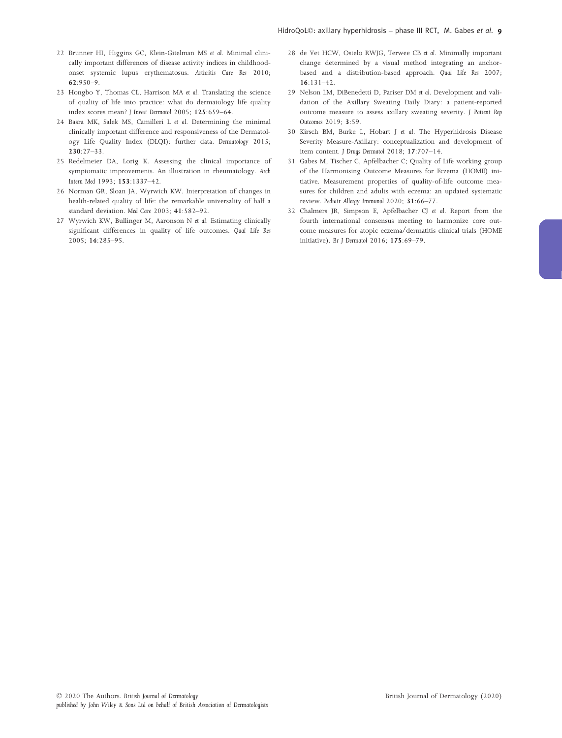22 Brunner HI, Higgins GC, Klein-Gitelman MS *et al.* Minimal clinically important differences of disease activity indices in childhood-onset systemic lupus erythematosus. *Arthritis Care Res* 2010; **62**:950–9.

23 Hongbo Y, Thomas CL, Harrison MA *et al.* Translating the science of quality of life into practice: what do dermatology life quality index scores mean? *J Invest Dermatol* 2005; **125**:659–64.

24 Basra MK, Salek MS, Camilleri L *et al.* Determining the minimal clinically important difference and responsiveness of the Dermatology Life Quality Index (DLQI): further data. *Dermatology* 2015; **230**:27–33.

25 Redelmeier DA, Lorig K. Assessing the clinical importance of symptomatic improvements. An illustration in rheumatology. *Arch Intern Med* 1993; **153**:1337–42.

26 Norman GR, Sloan JA, Wyrwich KW. Interpretation of changes in health-related quality of life: the remarkable universality of half a standard deviation. *Med Care* 2003; **41**:582–92.

27 Wyrwich KW, Bullinger M, Aaronson N *et al.* Estimating clinically significant differences in quality of life outcomes. *Qual Life Res* 2005; **14**:285–95.

28 de Vet HCW, Ostelo RWJG, Terwee CB *et al.* Minimally important change determined by a visual method integrating an anchor-based and a distribution-based approach. *Qual Life Res* 2007; **16**:131–42.

29 Nelson LM, DiBenedetti D, Pariser DM *et al.* Development and validation of the Axillary Sweating Daily Diary: a patient-reported outcome measure to assess axillary sweating severity. *J Patient Rep Outcomes* 2019; **3**:59.

30 Kirsch BM, Burke L, Hobart J *et al.* The Hyperhidrosis Disease Severity Measure-Axillary: conceptualization and development of item content. *J Drugs Dermatol* 2018; **17**:707–14.

31 Gabes M, Tischer C, Apfelbacher C; Quality of Life working group of the Harmonising Outcome Measures for Eczema (HOME) initiative. Measurement properties of quality-of-life outcome measures for children and adults with eczema: an updated systematic review. *Pediatr Allergy Immunol* 2020; **31**:66–77.

32 Chalmers JR, Simpson E, Apfelbacher CJ *et al.* Report from the fourth international consensus meeting to harmonize core outcome measures for atopic eczema/dermatitis clinical trials (HOME initiative). *Br J Dermatol* 2016; **175**:69–79.